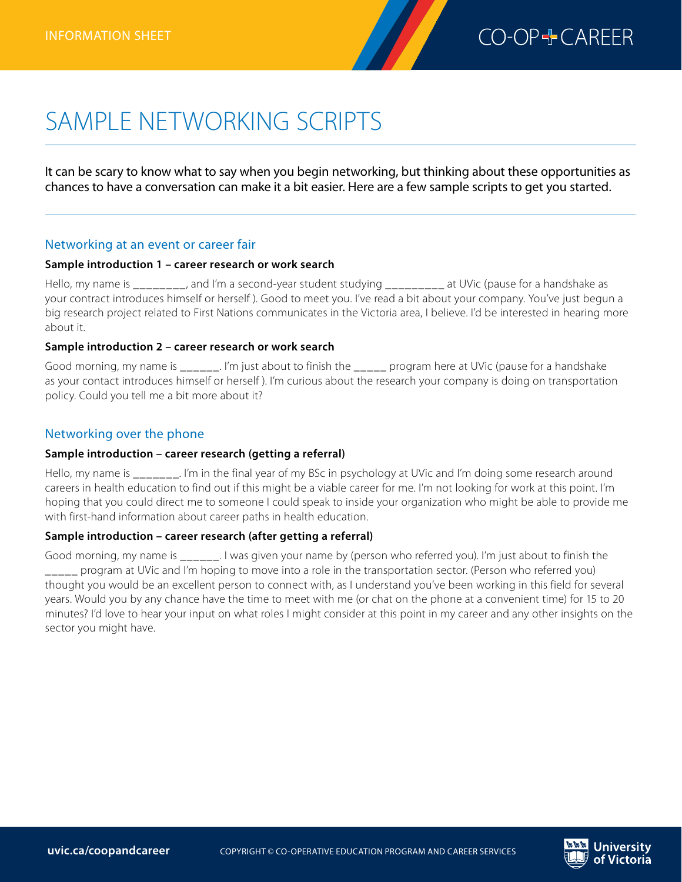INFORMATION SHEET

CO-OP + CAREER

# SAMPLE NETWORKING SCRIPTS

It can be scary to know what to say when you begin networking, but thinking about these opportunities as chances to have a conversation can make it a bit easier. Here are a few sample scripts to get you started.

## Networking at an event or career fair

**Sample introduction 1 – career research or work search**

Hello, my name is ________, and I'm a second-year student studying _________ at UVic (pause for a handshake as your contract introduces himself or herself ). Good to meet you. I've read a bit about your company. You've just begun a big research project related to First Nations communicates in the Victoria area, I believe. I'd be interested in hearing more about it.

**Sample introduction 2 – career research or work search**

Good morning, my name is ______. I'm just about to finish the _____ program here at UVic (pause for a handshake as your contact introduces himself or herself ). I'm curious about the research your company is doing on transportation policy. Could you tell me a bit more about it?

## Networking over the phone

**Sample introduction – career research (getting a referral)**

Hello, my name is _______. I'm in the final year of my BSc in psychology at UVic and I'm doing some research around careers in health education to find out if this might be a viable career for me. I'm not looking for work at this point. I'm hoping that you could direct me to someone I could speak to inside your organization who might be able to provide me with first-hand information about career paths in health education.

**Sample introduction – career research (after getting a referral)**

Good morning, my name is ______. I was given your name by (person who referred you). I'm just about to finish the _____ program at UVic and I'm hoping to move into a role in the transportation sector. (Person who referred you) thought you would be an excellent person to connect with, as I understand you've been working in this field for several years. Would you by any chance have the time to meet with me (or chat on the phone at a convenient time) for 15 to 20 minutes? I'd love to hear your input on what roles I might consider at this point in my career and any other insights on the sector you might have.

uvic.ca/coopandcareer

COPYRIGHT © CO-OPERATIVE EDUCATION PROGRAM AND CAREER SERVICES

University of Victoria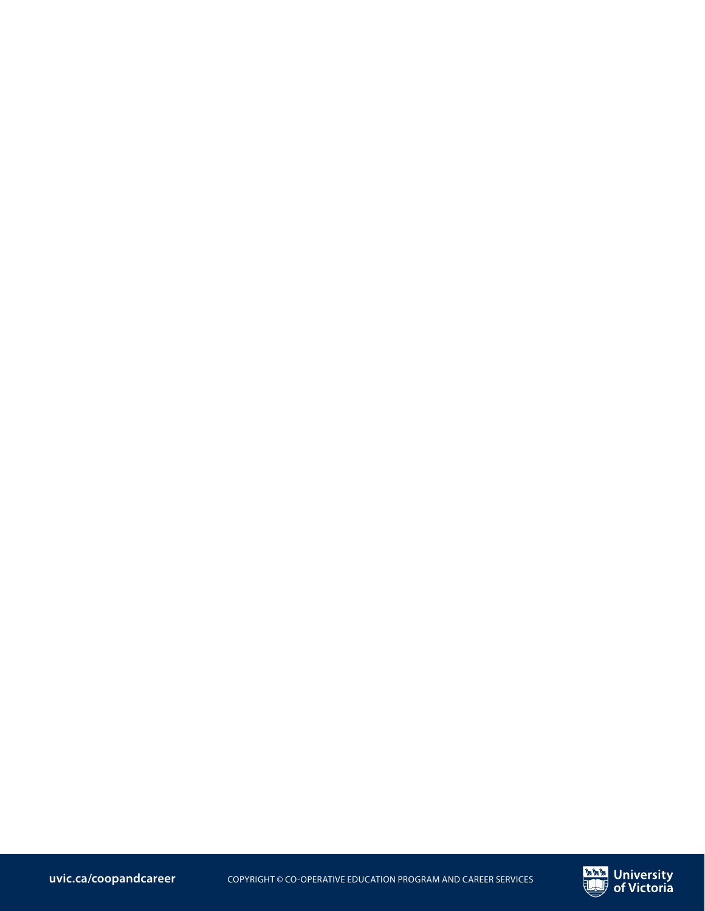uvic.ca/coopandcareer

COPYRIGHT © CO-OPERATIVE EDUCATION PROGRAM AND CAREER SERVICES

University of Victoria